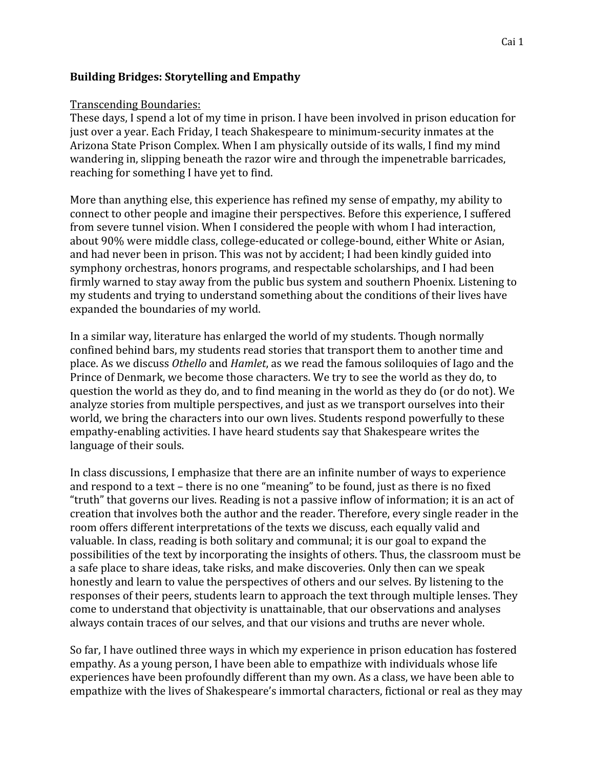**Building Bridges: Storytelling and Empathy**

Transcending Boundaries:

These days, I spend a lot of my time in prison. I have been involved in prison education for just over a year. Each Friday, I teach Shakespeare to minimum-security inmates at the Arizona State Prison Complex. When I am physically outside of its walls, I find my mind wandering in, slipping beneath the razor wire and through the impenetrable barricades, reaching for something I have yet to find.

More than anything else, this experience has refined my sense of empathy, my ability to connect to other people and imagine their perspectives. Before this experience, I suffered from severe tunnel vision. When I considered the people with whom I had interaction, about 90% were middle class, college-educated or college-bound, either White or Asian, and had never been in prison. This was not by accident; I had been kindly guided into symphony orchestras, honors programs, and respectable scholarships, and I had been firmly warned to stay away from the public bus system and southern Phoenix. Listening to my students and trying to understand something about the conditions of their lives have expanded the boundaries of my world.

In a similar way, literature has enlarged the world of my students. Though normally confined behind bars, my students read stories that transport them to another time and place. As we discuss *Othello* and *Hamlet*, as we read the famous soliloquies of Iago and the Prince of Denmark, we become those characters. We try to see the world as they do, to question the world as they do, and to find meaning in the world as they do (or do not). We analyze stories from multiple perspectives, and just as we transport ourselves into their world, we bring the characters into our own lives. Students respond powerfully to these empathy-enabling activities. I have heard students say that Shakespeare writes the language of their souls.

In class discussions, I emphasize that there are an infinite number of ways to experience and respond to a text – there is no one "meaning" to be found, just as there is no fixed "truth" that governs our lives. Reading is not a passive inflow of information; it is an act of creation that involves both the author and the reader. Therefore, every single reader in the room offers different interpretations of the texts we discuss, each equally valid and valuable. In class, reading is both solitary and communal; it is our goal to expand the possibilities of the text by incorporating the insights of others. Thus, the classroom must be a safe place to share ideas, take risks, and make discoveries. Only then can we speak honestly and learn to value the perspectives of others and our selves. By listening to the responses of their peers, students learn to approach the text through multiple lenses. They come to understand that objectivity is unattainable, that our observations and analyses always contain traces of our selves, and that our visions and truths are never whole.

So far, I have outlined three ways in which my experience in prison education has fostered empathy. As a young person, I have been able to empathize with individuals whose life experiences have been profoundly different than my own. As a class, we have been able to empathize with the lives of Shakespeare's immortal characters, fictional or real as they may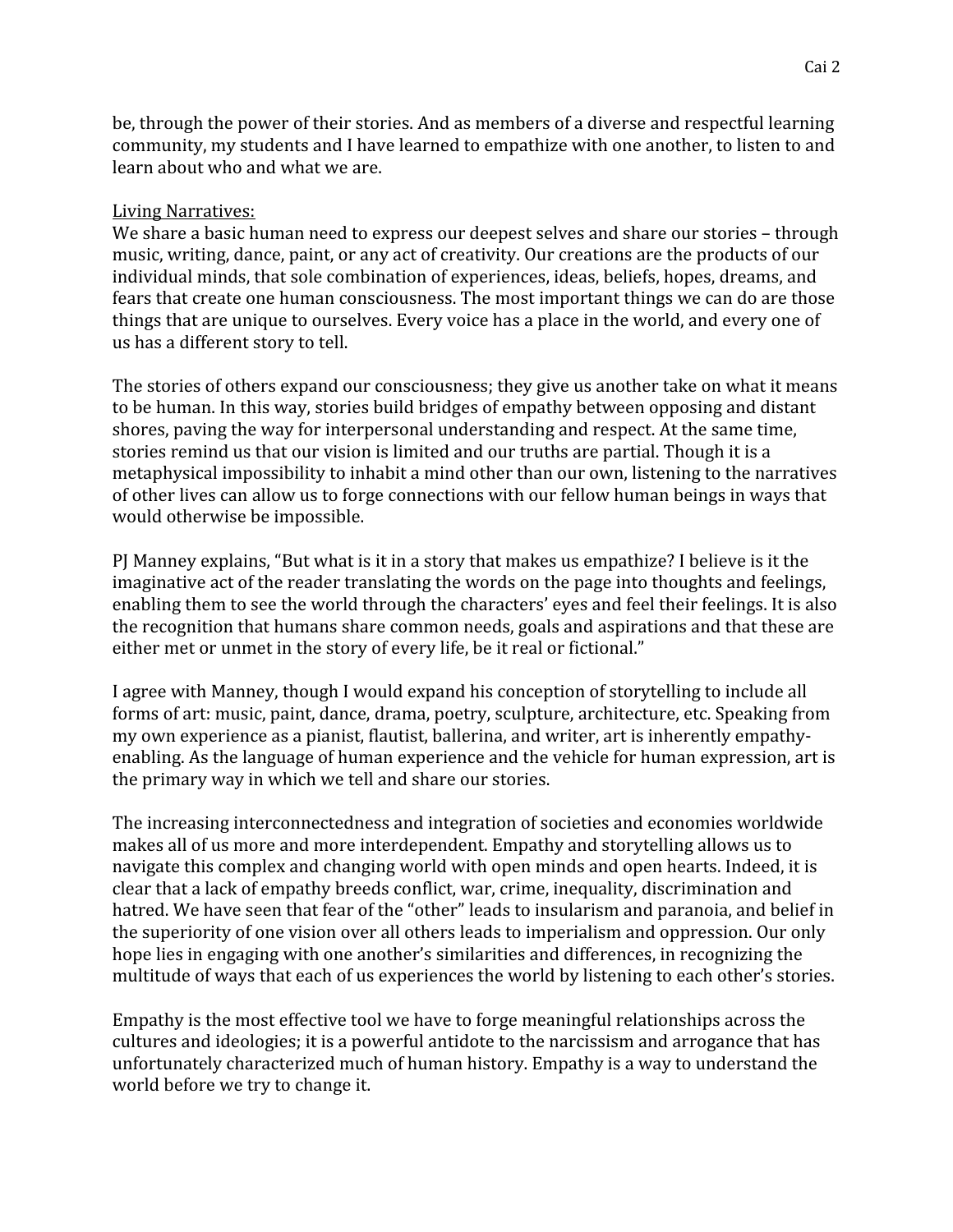be, through the power of their stories. And as members of a diverse and respectful learning community, my students and I have learned to empathize with one another, to listen to and learn about who and what we are.

Living Narratives:

We share a basic human need to express our deepest selves and share our stories – through music, writing, dance, paint, or any act of creativity. Our creations are the products of our individual minds, that sole combination of experiences, ideas, beliefs, hopes, dreams, and fears that create one human consciousness. The most important things we can do are those things that are unique to ourselves. Every voice has a place in the world, and every one of us has a different story to tell.

The stories of others expand our consciousness; they give us another take on what it means to be human. In this way, stories build bridges of empathy between opposing and distant shores, paving the way for interpersonal understanding and respect. At the same time, stories remind us that our vision is limited and our truths are partial. Though it is a metaphysical impossibility to inhabit a mind other than our own, listening to the narratives of other lives can allow us to forge connections with our fellow human beings in ways that would otherwise be impossible.

PJ Manney explains, "But what is it in a story that makes us empathize? I believe is it the imaginative act of the reader translating the words on the page into thoughts and feelings, enabling them to see the world through the characters' eyes and feel their feelings. It is also the recognition that humans share common needs, goals and aspirations and that these are either met or unmet in the story of every life, be it real or fictional."

I agree with Manney, though I would expand his conception of storytelling to include all forms of art: music, paint, dance, drama, poetry, sculpture, architecture, etc. Speaking from my own experience as a pianist, flautist, ballerina, and writer, art is inherently empathy-enabling. As the language of human experience and the vehicle for human expression, art is the primary way in which we tell and share our stories.

The increasing interconnectedness and integration of societies and economies worldwide makes all of us more and more interdependent. Empathy and storytelling allows us to navigate this complex and changing world with open minds and open hearts. Indeed, it is clear that a lack of empathy breeds conflict, war, crime, inequality, discrimination and hatred. We have seen that fear of the "other" leads to insularism and paranoia, and belief in the superiority of one vision over all others leads to imperialism and oppression. Our only hope lies in engaging with one another's similarities and differences, in recognizing the multitude of ways that each of us experiences the world by listening to each other's stories.

Empathy is the most effective tool we have to forge meaningful relationships across the cultures and ideologies; it is a powerful antidote to the narcissism and arrogance that has unfortunately characterized much of human history. Empathy is a way to understand the world before we try to change it.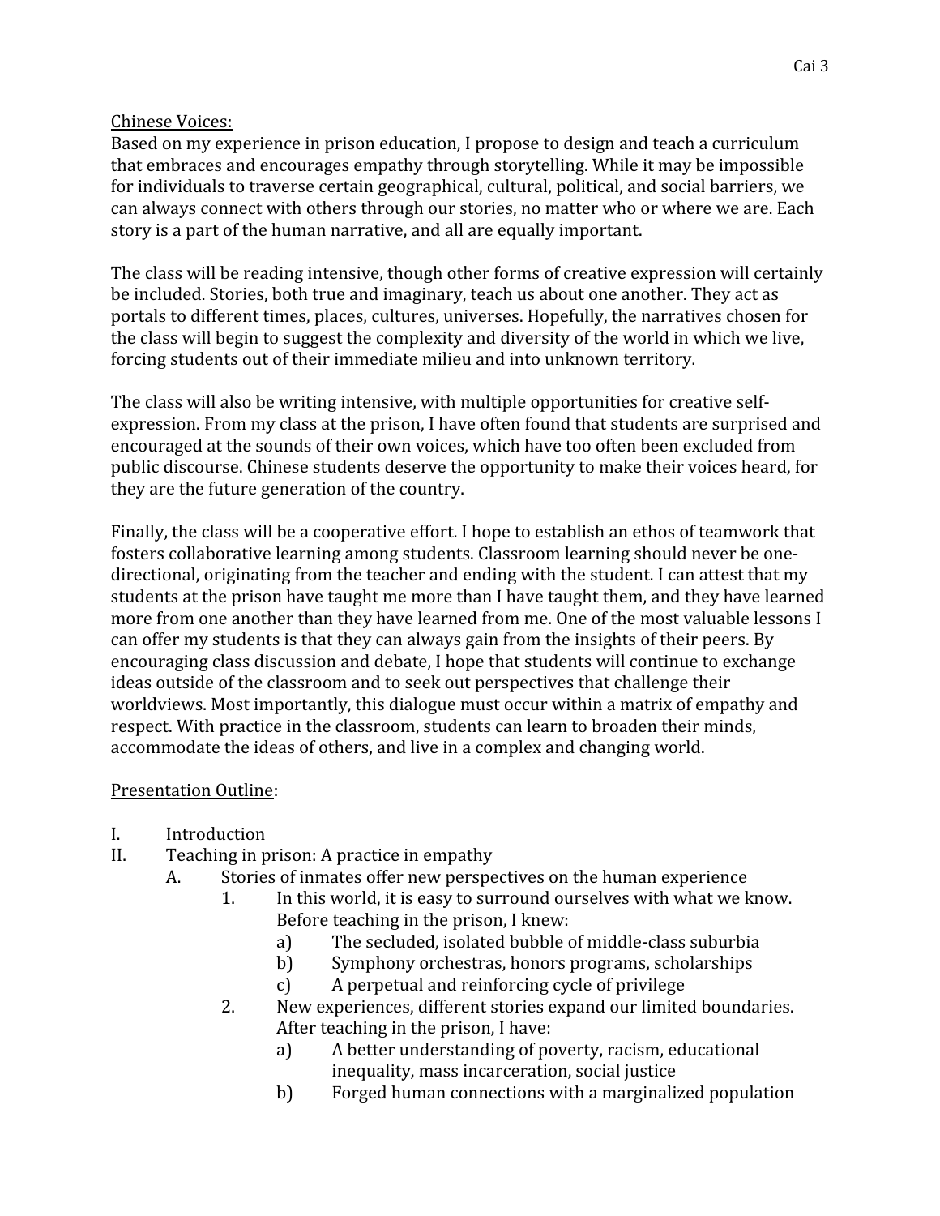Chinese Voices:

Based on my experience in prison education, I propose to design and teach a curriculum that embraces and encourages empathy through storytelling. While it may be impossible for individuals to traverse certain geographical, cultural, political, and social barriers, we can always connect with others through our stories, no matter who or where we are. Each story is a part of the human narrative, and all are equally important.

The class will be reading intensive, though other forms of creative expression will certainly be included. Stories, both true and imaginary, teach us about one another. They act as portals to different times, places, cultures, universes. Hopefully, the narratives chosen for the class will begin to suggest the complexity and diversity of the world in which we live, forcing students out of their immediate milieu and into unknown territory.

The class will also be writing intensive, with multiple opportunities for creative self-expression. From my class at the prison, I have often found that students are surprised and encouraged at the sounds of their own voices, which have too often been excluded from public discourse. Chinese students deserve the opportunity to make their voices heard, for they are the future generation of the country.

Finally, the class will be a cooperative effort. I hope to establish an ethos of teamwork that fosters collaborative learning among students. Classroom learning should never be one-directional, originating from the teacher and ending with the student. I can attest that my students at the prison have taught me more than I have taught them, and they have learned more from one another than they have learned from me. One of the most valuable lessons I can offer my students is that they can always gain from the insights of their peers. By encouraging class discussion and debate, I hope that students will continue to exchange ideas outside of the classroom and to seek out perspectives that challenge their worldviews. Most importantly, this dialogue must occur within a matrix of empathy and respect. With practice in the classroom, students can learn to broaden their minds, accommodate the ideas of others, and live in a complex and changing world.

Presentation Outline:

I. Introduction
II. Teaching in prison: A practice in empathy
    A. Stories of inmates offer new perspectives on the human experience
        1. In this world, it is easy to surround ourselves with what we know. Before teaching in the prison, I knew:
            a) The secluded, isolated bubble of middle-class suburbia
            b) Symphony orchestras, honors programs, scholarships
            c) A perpetual and reinforcing cycle of privilege
        2. New experiences, different stories expand our limited boundaries. After teaching in the prison, I have:
            a) A better understanding of poverty, racism, educational inequality, mass incarceration, social justice
            b) Forged human connections with a marginalized population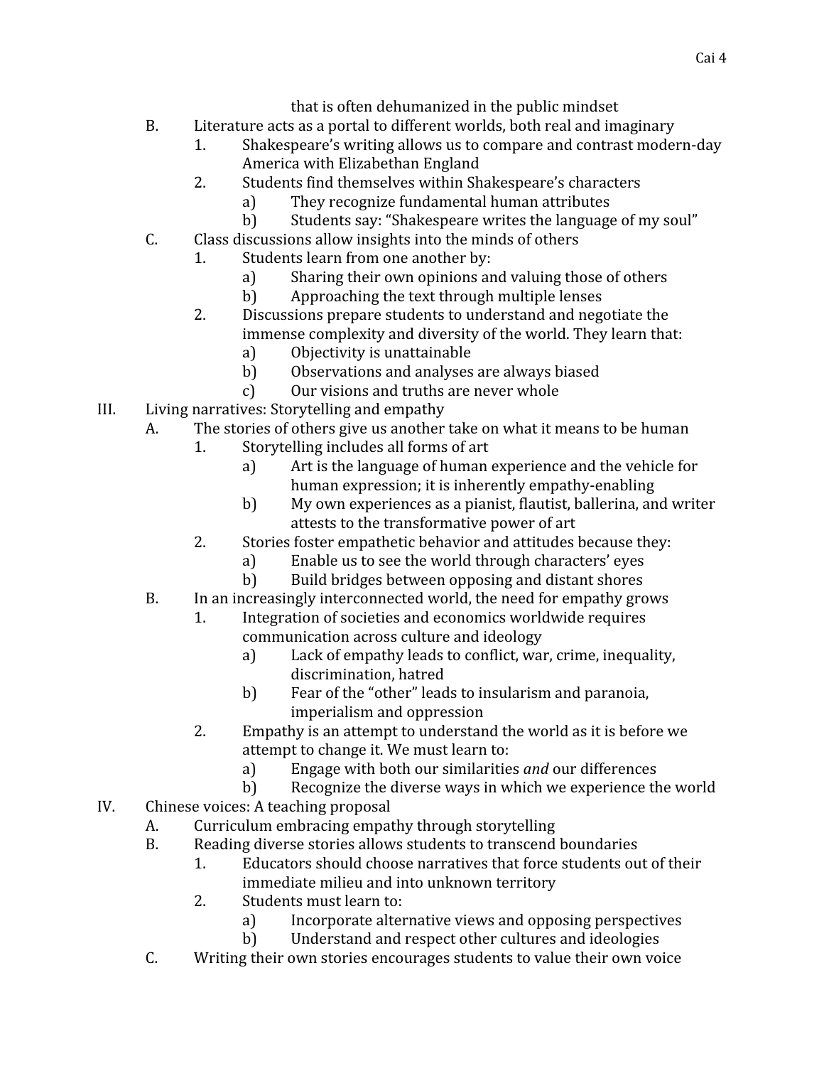that is often dehumanized in the public mindset

- B. Literature acts as a portal to different worlds, both real and imaginary
  - 1. Shakespeare's writing allows us to compare and contrast modern-day America with Elizabethan England
  - 2. Students find themselves within Shakespeare's characters
    - a) They recognize fundamental human attributes
    - b) Students say: "Shakespeare writes the language of my soul"
- C. Class discussions allow insights into the minds of others
  - 1. Students learn from one another by:
    - a) Sharing their own opinions and valuing those of others
    - b) Approaching the text through multiple lenses
  - 2. Discussions prepare students to understand and negotiate the immense complexity and diversity of the world. They learn that:
    - a) Objectivity is unattainable
    - b) Observations and analyses are always biased
    - c) Our visions and truths are never whole

III. Living narratives: Storytelling and empathy

- A. The stories of others give us another take on what it means to be human
  - 1. Storytelling includes all forms of art
    - a) Art is the language of human experience and the vehicle for human expression; it is inherently empathy-enabling
    - b) My own experiences as a pianist, flautist, ballerina, and writer attests to the transformative power of art
  - 2. Stories foster empathetic behavior and attitudes because they:
    - a) Enable us to see the world through characters' eyes
    - b) Build bridges between opposing and distant shores
- B. In an increasingly interconnected world, the need for empathy grows
  - 1. Integration of societies and economics worldwide requires communication across culture and ideology
    - a) Lack of empathy leads to conflict, war, crime, inequality, discrimination, hatred
    - b) Fear of the "other" leads to insularism and paranoia, imperialism and oppression
  - 2. Empathy is an attempt to understand the world as it is before we attempt to change it. We must learn to:
    - a) Engage with both our similarities *and* our differences
    - b) Recognize the diverse ways in which we experience the world

IV. Chinese voices: A teaching proposal

- A. Curriculum embracing empathy through storytelling
- B. Reading diverse stories allows students to transcend boundaries
  - 1. Educators should choose narratives that force students out of their immediate milieu and into unknown territory
  - 2. Students must learn to:
    - a) Incorporate alternative views and opposing perspectives
    - b) Understand and respect other cultures and ideologies
- C. Writing their own stories encourages students to value their own voice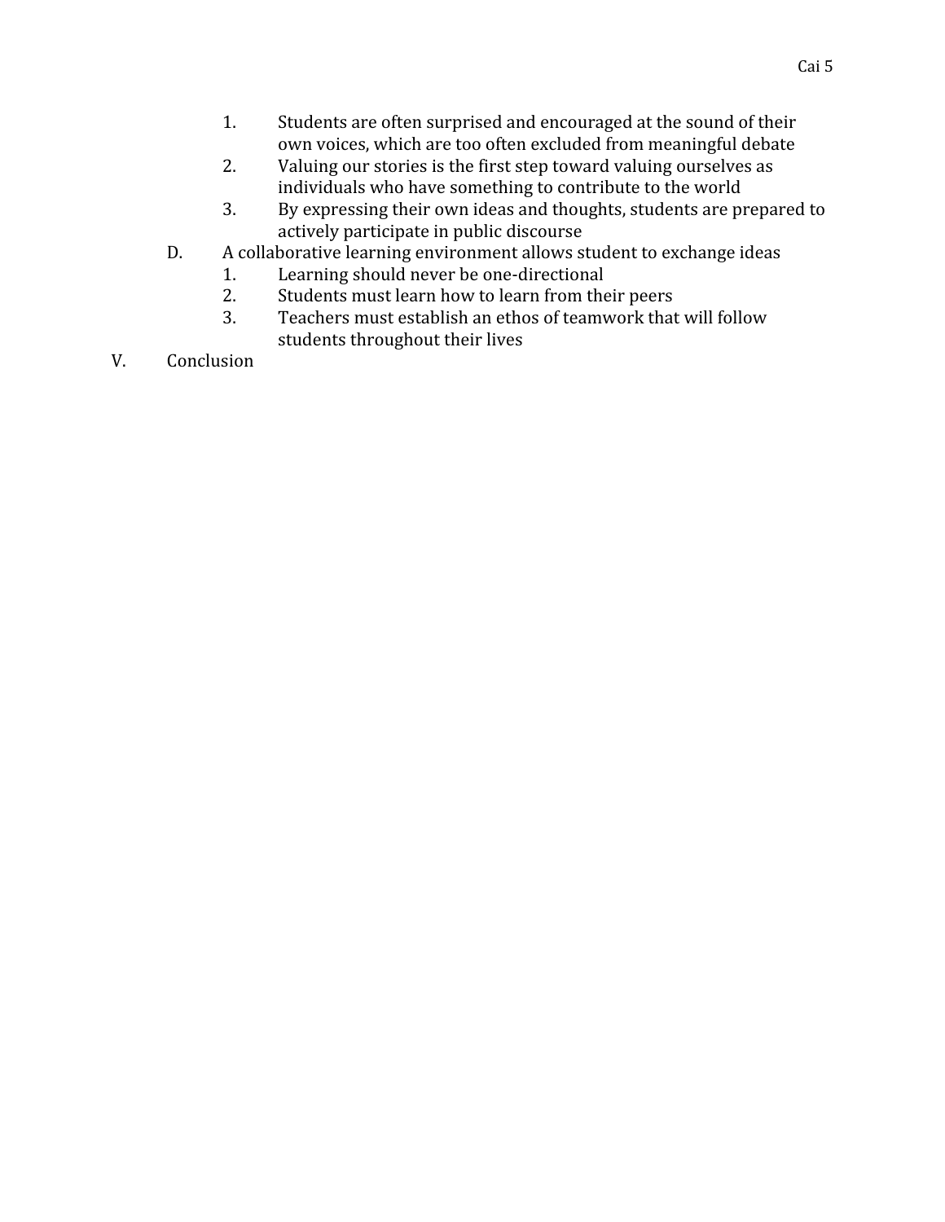1. Students are often surprised and encouraged at the sound of their own voices, which are too often excluded from meaningful debate
        2. Valuing our stories is the first step toward valuing ourselves as individuals who have something to contribute to the world
        3. By expressing their own ideas and thoughts, students are prepared to actively participate in public discourse
    D. A collaborative learning environment allows student to exchange ideas
        1. Learning should never be one-directional
        2. Students must learn how to learn from their peers
        3. Teachers must establish an ethos of teamwork that will follow students throughout their lives

V. Conclusion